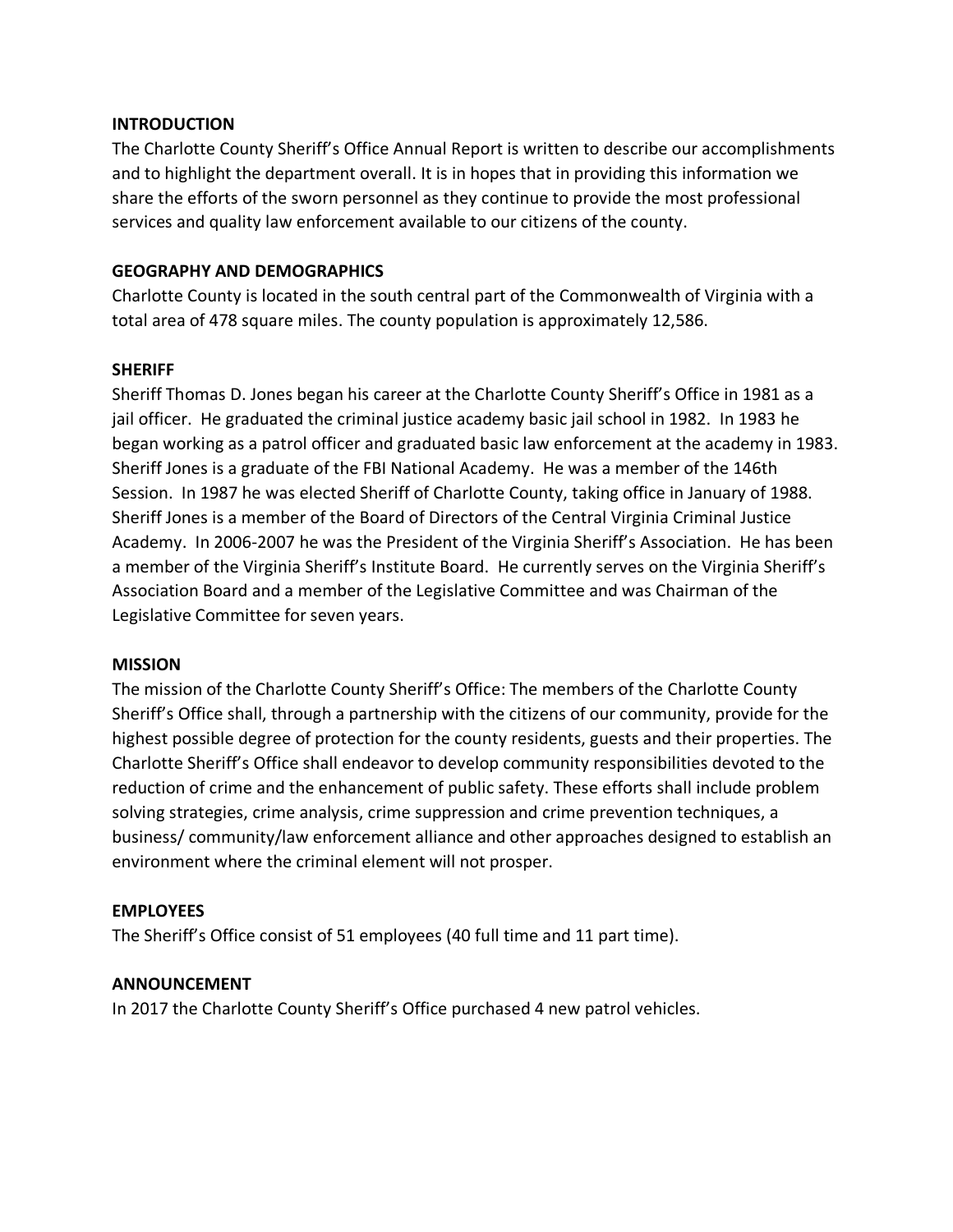## INTRODUCTION

The Charlotte County Sheriff's Office Annual Report is written to describe our accomplishments and to highlight the department overall. It is in hopes that in providing this information we share the efforts of the sworn personnel as they continue to provide the most professional services and quality law enforcement available to our citizens of the county.

## GEOGRAPHY AND DEMOGRAPHICS

Charlotte County is located in the south central part of the Commonwealth of Virginia with a total area of 478 square miles. The county population is approximately 12,586.

## SHERIFF

Sheriff Thomas D. Jones began his career at the Charlotte County Sheriff's Office in 1981 as a jail officer. He graduated the criminal justice academy basic jail school in 1982. In 1983 he began working as a patrol officer and graduated basic law enforcement at the academy in 1983. Sheriff Jones is a graduate of the FBI National Academy. He was a member of the 146th Session. In 1987 he was elected Sheriff of Charlotte County, taking office in January of 1988. Sheriff Jones is a member of the Board of Directors of the Central Virginia Criminal Justice Academy. In 2006-2007 he was the President of the Virginia Sheriff's Association. He has been a member of the Virginia Sheriff's Institute Board. He currently serves on the Virginia Sheriff's Association Board and a member of the Legislative Committee and was Chairman of the Legislative Committee for seven years.

## MISSION

The mission of the Charlotte County Sheriff's Office: The members of the Charlotte County Sheriff's Office shall, through a partnership with the citizens of our community, provide for the highest possible degree of protection for the county residents, guests and their properties. The Charlotte Sheriff's Office shall endeavor to develop community responsibilities devoted to the reduction of crime and the enhancement of public safety. These efforts shall include problem solving strategies, crime analysis, crime suppression and crime prevention techniques, a business/ community/law enforcement alliance and other approaches designed to establish an environment where the criminal element will not prosper.

## EMPLOYEES

The Sheriff's Office consist of 51 employees (40 full time and 11 part time).

## ANNOUNCEMENT

In 2017 the Charlotte County Sheriff's Office purchased 4 new patrol vehicles.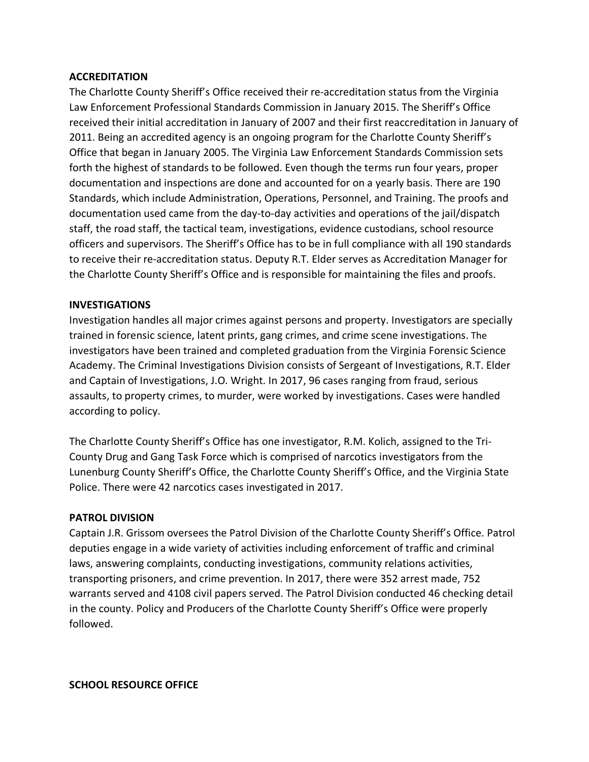**ACCREDITATION**

The Charlotte County Sheriff's Office received their re-accreditation status from the Virginia Law Enforcement Professional Standards Commission in January 2015. The Sheriff's Office received their initial accreditation in January of 2007 and their first reaccreditation in January of 2011. Being an accredited agency is an ongoing program for the Charlotte County Sheriff's Office that began in January 2005. The Virginia Law Enforcement Standards Commission sets forth the highest of standards to be followed. Even though the terms run four years, proper documentation and inspections are done and accounted for on a yearly basis. There are 190 Standards, which include Administration, Operations, Personnel, and Training. The proofs and documentation used came from the day-to-day activities and operations of the jail/dispatch staff, the road staff, the tactical team, investigations, evidence custodians, school resource officers and supervisors. The Sheriff's Office has to be in full compliance with all 190 standards to receive their re-accreditation status. Deputy R.T. Elder serves as Accreditation Manager for the Charlotte County Sheriff's Office and is responsible for maintaining the files and proofs.

**INVESTIGATIONS**

Investigation handles all major crimes against persons and property. Investigators are specially trained in forensic science, latent prints, gang crimes, and crime scene investigations. The investigators have been trained and completed graduation from the Virginia Forensic Science Academy. The Criminal Investigations Division consists of Sergeant of Investigations, R.T. Elder and Captain of Investigations, J.O. Wright. In 2017, 96 cases ranging from fraud, serious assaults, to property crimes, to murder, were worked by investigations. Cases were handled according to policy.

The Charlotte County Sheriff's Office has one investigator, R.M. Kolich, assigned to the Tri-County Drug and Gang Task Force which is comprised of narcotics investigators from the Lunenburg County Sheriff's Office, the Charlotte County Sheriff's Office, and the Virginia State Police. There were 42 narcotics cases investigated in 2017.

**PATROL DIVISION**

Captain J.R. Grissom oversees the Patrol Division of the Charlotte County Sheriff's Office. Patrol deputies engage in a wide variety of activities including enforcement of traffic and criminal laws, answering complaints, conducting investigations, community relations activities, transporting prisoners, and crime prevention. In 2017, there were 352 arrest made, 752 warrants served and 4108 civil papers served. The Patrol Division conducted 46 checking detail in the county. Policy and Producers of the Charlotte County Sheriff's Office were properly followed.

**SCHOOL RESOURCE OFFICE**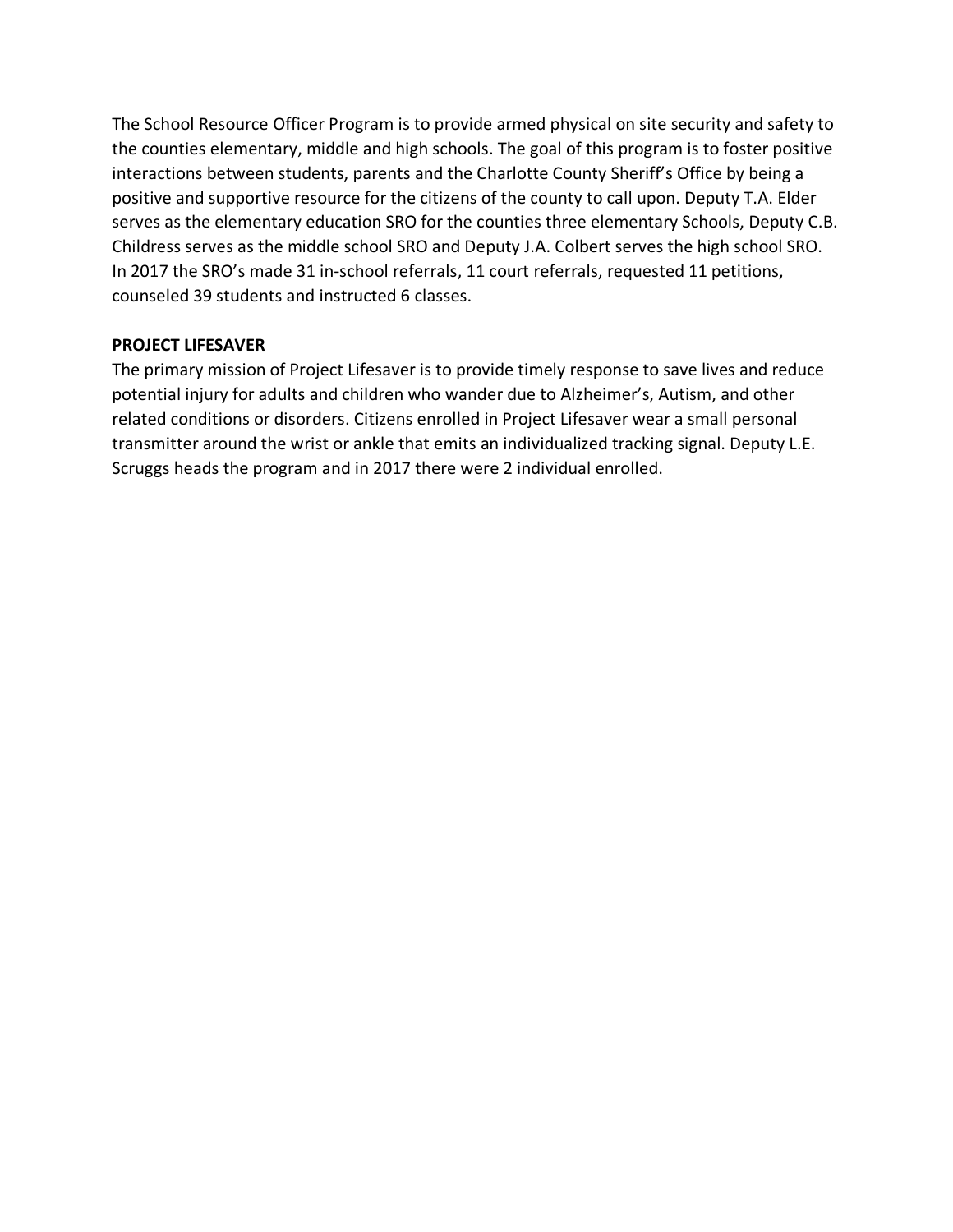The School Resource Officer Program is to provide armed physical on site security and safety to the counties elementary, middle and high schools. The goal of this program is to foster positive interactions between students, parents and the Charlotte County Sheriff's Office by being a positive and supportive resource for the citizens of the county to call upon. Deputy T.A. Elder serves as the elementary education SRO for the counties three elementary Schools, Deputy C.B. Childress serves as the middle school SRO and Deputy J.A. Colbert serves the high school SRO. In 2017 the SRO's made 31 in-school referrals, 11 court referrals, requested 11 petitions, counseled 39 students and instructed 6 classes.

**PROJECT LIFESAVER**

The primary mission of Project Lifesaver is to provide timely response to save lives and reduce potential injury for adults and children who wander due to Alzheimer's, Autism, and other related conditions or disorders. Citizens enrolled in Project Lifesaver wear a small personal transmitter around the wrist or ankle that emits an individualized tracking signal. Deputy L.E. Scruggs heads the program and in 2017 there were 2 individual enrolled.